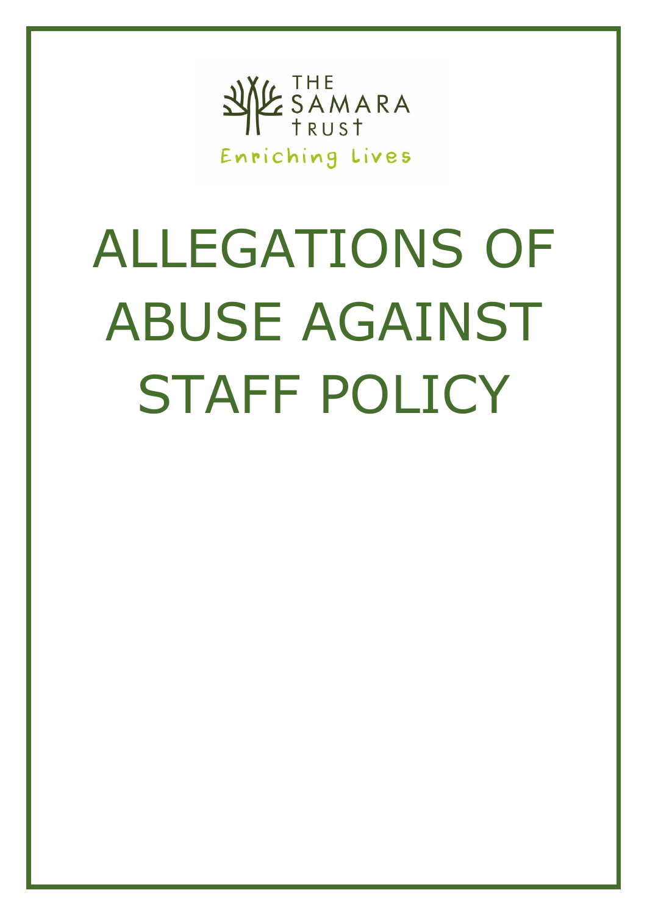THE SAMARA TRUST

Enriching Lives

# ALLEGATIONS OF ABUSE AGAINST STAFF POLICY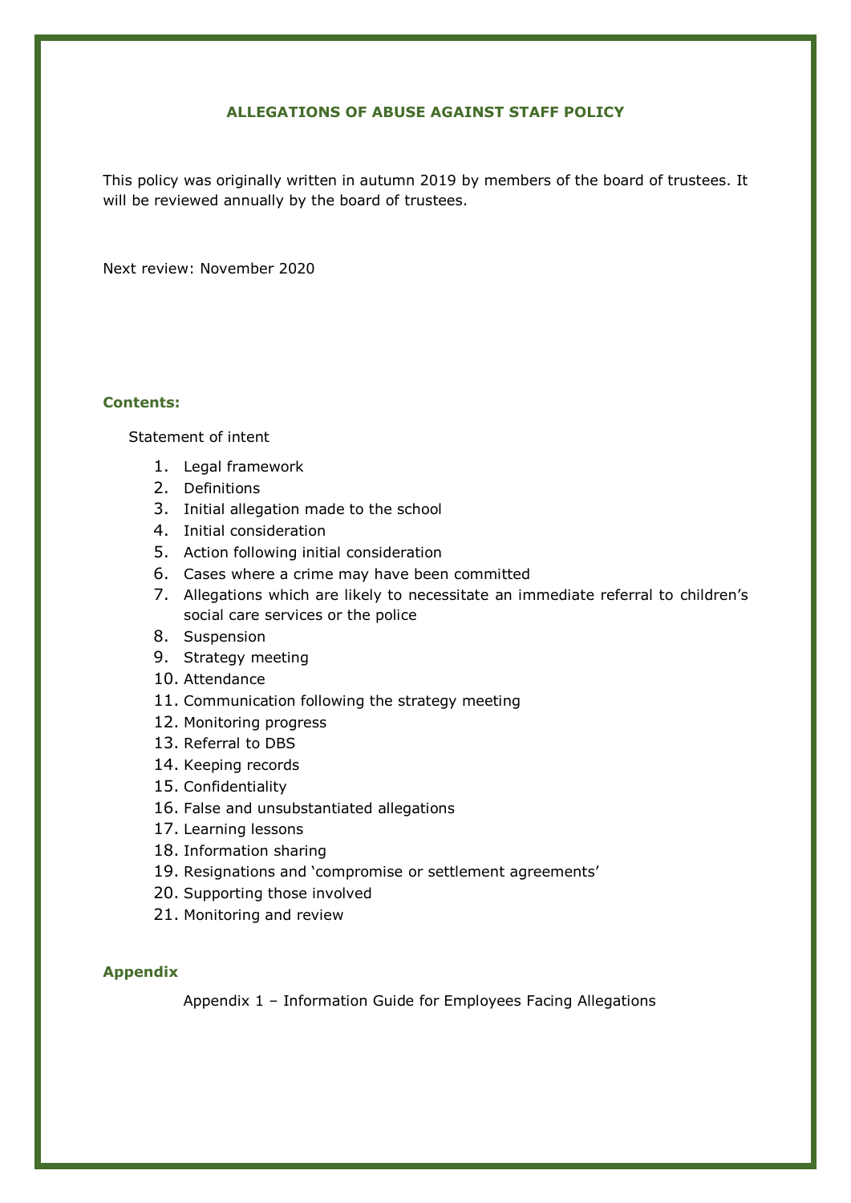# ALLEGATIONS OF ABUSE AGAINST STAFF POLICY

This policy was originally written in autumn 2019 by members of the board of trustees. It will be reviewed annually by the board of trustees.

Next review: November 2020

**Contents:**

Statement of intent

1. Legal framework
2. Definitions
3. Initial allegation made to the school
4. Initial consideration
5. Action following initial consideration
6. Cases where a crime may have been committed
7. Allegations which are likely to necessitate an immediate referral to children's social care services or the police
8. Suspension
9. Strategy meeting
10. Attendance
11. Communication following the strategy meeting
12. Monitoring progress
13. Referral to DBS
14. Keeping records
15. Confidentiality
16. False and unsubstantiated allegations
17. Learning lessons
18. Information sharing
19. Resignations and 'compromise or settlement agreements'
20. Supporting those involved
21. Monitoring and review

**Appendix**

Appendix 1 – Information Guide for Employees Facing Allegations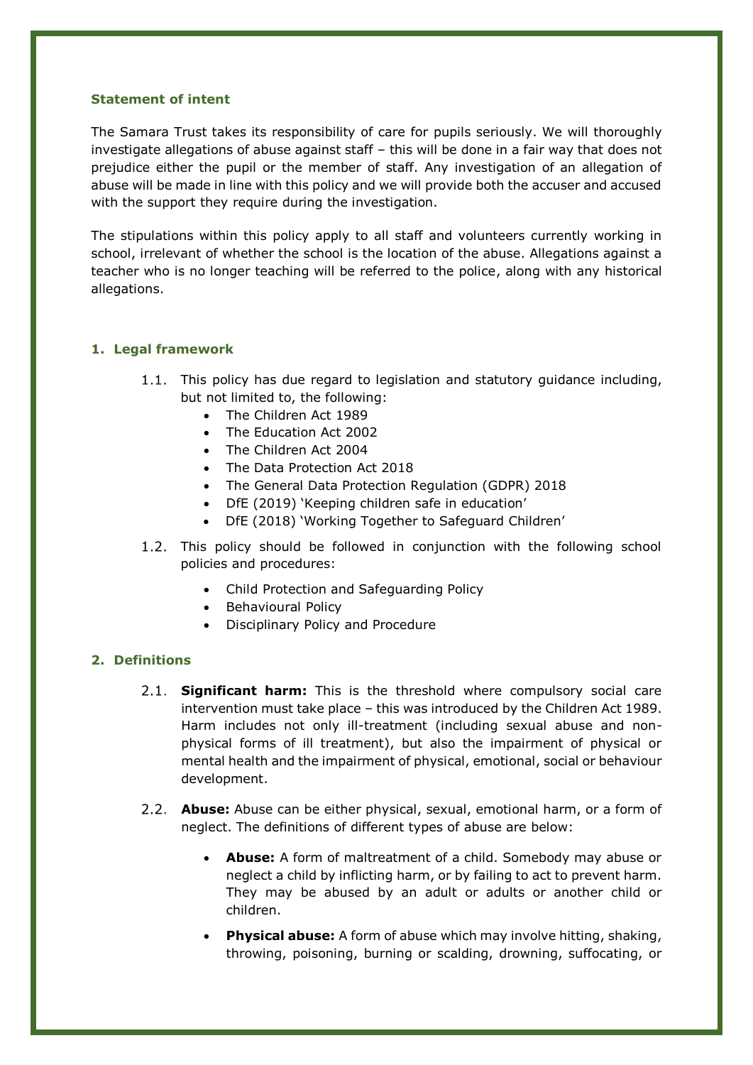**Statement of intent**

The Samara Trust takes its responsibility of care for pupils seriously. We will thoroughly investigate allegations of abuse against staff – this will be done in a fair way that does not prejudice either the pupil or the member of staff. Any investigation of an allegation of abuse will be made in line with this policy and we will provide both the accuser and accused with the support they require during the investigation.

The stipulations within this policy apply to all staff and volunteers currently working in school, irrelevant of whether the school is the location of the abuse. Allegations against a teacher who is no longer teaching will be referred to the police, along with any historical allegations.

## 1. Legal framework

1.1. This policy has due regard to legislation and statutory guidance including, but not limited to, the following:

- The Children Act 1989
- The Education Act 2002
- The Children Act 2004
- The Data Protection Act 2018
- The General Data Protection Regulation (GDPR) 2018
- DfE (2019) 'Keeping children safe in education'
- DfE (2018) 'Working Together to Safeguard Children'

1.2. This policy should be followed in conjunction with the following school policies and procedures:

- Child Protection and Safeguarding Policy
- Behavioural Policy
- Disciplinary Policy and Procedure

## 2. Definitions

2.1. **Significant harm:** This is the threshold where compulsory social care intervention must take place – this was introduced by the Children Act 1989. Harm includes not only ill-treatment (including sexual abuse and non-physical forms of ill treatment), but also the impairment of physical or mental health and the impairment of physical, emotional, social or behaviour development.

2.2. **Abuse:** Abuse can be either physical, sexual, emotional harm, or a form of neglect. The definitions of different types of abuse are below:

- **Abuse:** A form of maltreatment of a child. Somebody may abuse or neglect a child by inflicting harm, or by failing to act to prevent harm. They may be abused by an adult or adults or another child or children.
- **Physical abuse:** A form of abuse which may involve hitting, shaking, throwing, poisoning, burning or scalding, drowning, suffocating, or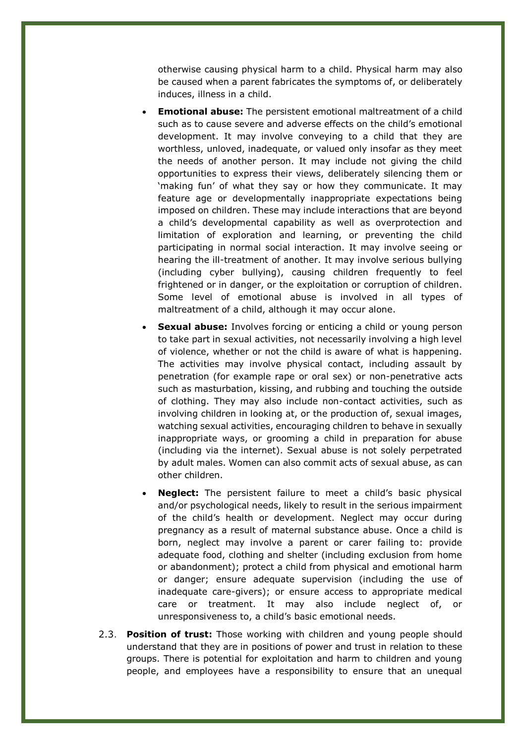otherwise causing physical harm to a child. Physical harm may also be caused when a parent fabricates the symptoms of, or deliberately induces, illness in a child.

- **Emotional abuse:** The persistent emotional maltreatment of a child such as to cause severe and adverse effects on the child's emotional development. It may involve conveying to a child that they are worthless, unloved, inadequate, or valued only insofar as they meet the needs of another person. It may include not giving the child opportunities to express their views, deliberately silencing them or 'making fun' of what they say or how they communicate. It may feature age or developmentally inappropriate expectations being imposed on children. These may include interactions that are beyond a child's developmental capability as well as overprotection and limitation of exploration and learning, or preventing the child participating in normal social interaction. It may involve seeing or hearing the ill-treatment of another. It may involve serious bullying (including cyber bullying), causing children frequently to feel frightened or in danger, or the exploitation or corruption of children. Some level of emotional abuse is involved in all types of maltreatment of a child, although it may occur alone.
- **Sexual abuse:** Involves forcing or enticing a child or young person to take part in sexual activities, not necessarily involving a high level of violence, whether or not the child is aware of what is happening. The activities may involve physical contact, including assault by penetration (for example rape or oral sex) or non-penetrative acts such as masturbation, kissing, and rubbing and touching the outside of clothing. They may also include non-contact activities, such as involving children in looking at, or the production of, sexual images, watching sexual activities, encouraging children to behave in sexually inappropriate ways, or grooming a child in preparation for abuse (including via the internet). Sexual abuse is not solely perpetrated by adult males. Women can also commit acts of sexual abuse, as can other children.
- **Neglect:** The persistent failure to meet a child's basic physical and/or psychological needs, likely to result in the serious impairment of the child's health or development. Neglect may occur during pregnancy as a result of maternal substance abuse. Once a child is born, neglect may involve a parent or carer failing to: provide adequate food, clothing and shelter (including exclusion from home or abandonment); protect a child from physical and emotional harm or danger; ensure adequate supervision (including the use of inadequate care-givers); or ensure access to appropriate medical care or treatment. It may also include neglect of, or unresponsiveness to, a child's basic emotional needs.

2.3. **Position of trust:** Those working with children and young people should understand that they are in positions of power and trust in relation to these groups. There is potential for exploitation and harm to children and young people, and employees have a responsibility to ensure that an unequal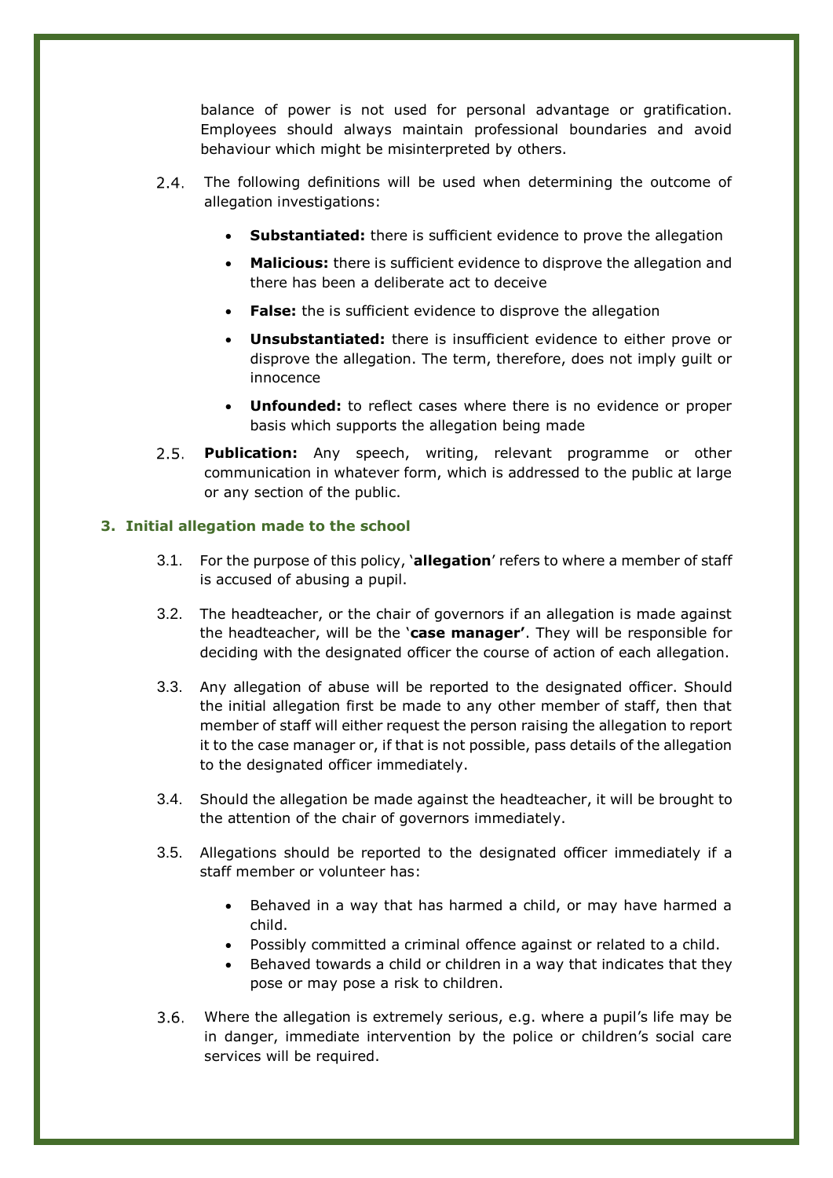balance of power is not used for personal advantage or gratification. Employees should always maintain professional boundaries and avoid behaviour which might be misinterpreted by others.

2.4. The following definitions will be used when determining the outcome of allegation investigations:

- **Substantiated:** there is sufficient evidence to prove the allegation
- **Malicious:** there is sufficient evidence to disprove the allegation and there has been a deliberate act to deceive
- **False:** the is sufficient evidence to disprove the allegation
- **Unsubstantiated:** there is insufficient evidence to either prove or disprove the allegation. The term, therefore, does not imply guilt or innocence
- **Unfounded:** to reflect cases where there is no evidence or proper basis which supports the allegation being made

2.5. **Publication:** Any speech, writing, relevant programme or other communication in whatever form, which is addressed to the public at large or any section of the public.

## 3. Initial allegation made to the school

3.1. For the purpose of this policy, '**allegation**' refers to where a member of staff is accused of abusing a pupil.

3.2. The headteacher, or the chair of governors if an allegation is made against the headteacher, will be the '**case manager'**. They will be responsible for deciding with the designated officer the course of action of each allegation.

3.3. Any allegation of abuse will be reported to the designated officer. Should the initial allegation first be made to any other member of staff, then that member of staff will either request the person raising the allegation to report it to the case manager or, if that is not possible, pass details of the allegation to the designated officer immediately.

3.4. Should the allegation be made against the headteacher, it will be brought to the attention of the chair of governors immediately.

3.5. Allegations should be reported to the designated officer immediately if a staff member or volunteer has:

- Behaved in a way that has harmed a child, or may have harmed a child.
- Possibly committed a criminal offence against or related to a child.
- Behaved towards a child or children in a way that indicates that they pose or may pose a risk to children.

3.6. Where the allegation is extremely serious, e.g. where a pupil's life may be in danger, immediate intervention by the police or children's social care services will be required.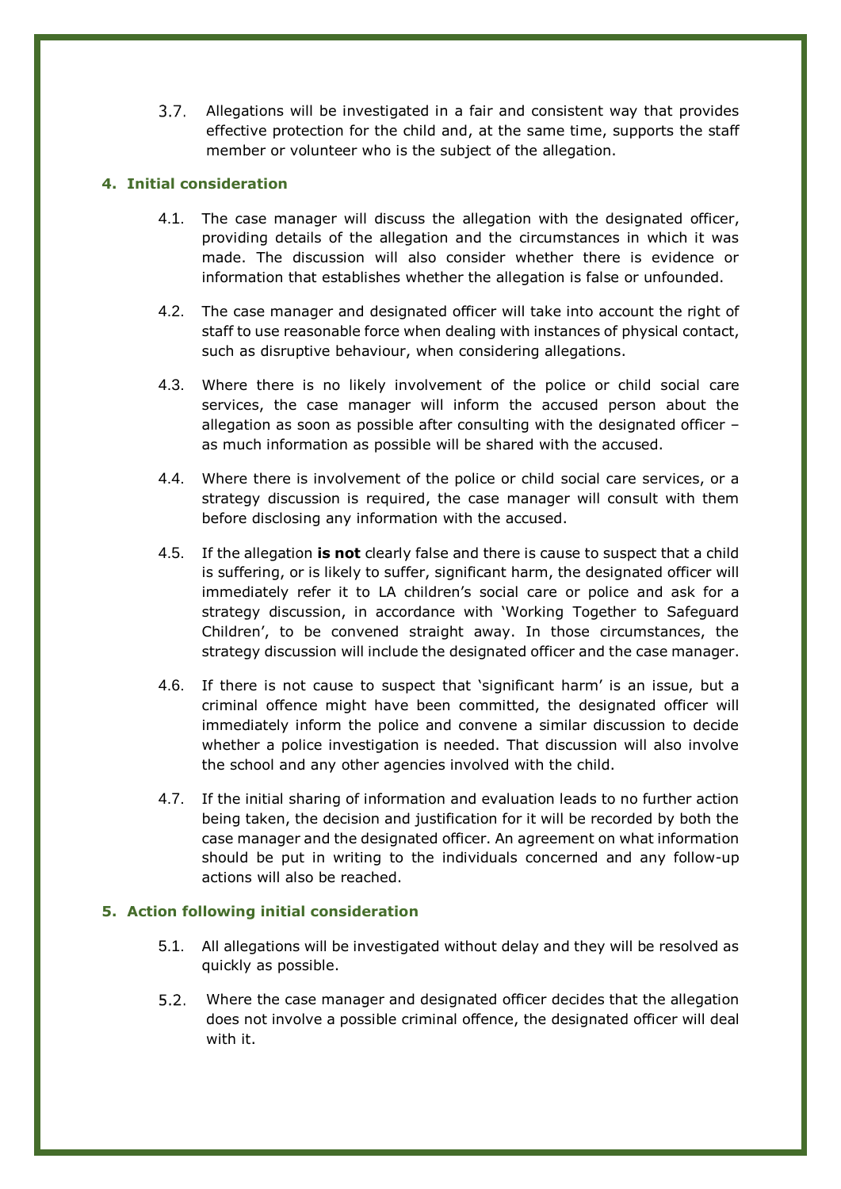3.7. Allegations will be investigated in a fair and consistent way that provides effective protection for the child and, at the same time, supports the staff member or volunteer who is the subject of the allegation.

## 4. Initial consideration

4.1. The case manager will discuss the allegation with the designated officer, providing details of the allegation and the circumstances in which it was made. The discussion will also consider whether there is evidence or information that establishes whether the allegation is false or unfounded.

4.2. The case manager and designated officer will take into account the right of staff to use reasonable force when dealing with instances of physical contact, such as disruptive behaviour, when considering allegations.

4.3. Where there is no likely involvement of the police or child social care services, the case manager will inform the accused person about the allegation as soon as possible after consulting with the designated officer – as much information as possible will be shared with the accused.

4.4. Where there is involvement of the police or child social care services, or a strategy discussion is required, the case manager will consult with them before disclosing any information with the accused.

4.5. If the allegation **is not** clearly false and there is cause to suspect that a child is suffering, or is likely to suffer, significant harm, the designated officer will immediately refer it to LA children's social care or police and ask for a strategy discussion, in accordance with 'Working Together to Safeguard Children', to be convened straight away. In those circumstances, the strategy discussion will include the designated officer and the case manager.

4.6. If there is not cause to suspect that 'significant harm' is an issue, but a criminal offence might have been committed, the designated officer will immediately inform the police and convene a similar discussion to decide whether a police investigation is needed. That discussion will also involve the school and any other agencies involved with the child.

4.7. If the initial sharing of information and evaluation leads to no further action being taken, the decision and justification for it will be recorded by both the case manager and the designated officer. An agreement on what information should be put in writing to the individuals concerned and any follow-up actions will also be reached.

## 5. Action following initial consideration

5.1. All allegations will be investigated without delay and they will be resolved as quickly as possible.

5.2. Where the case manager and designated officer decides that the allegation does not involve a possible criminal offence, the designated officer will deal with it.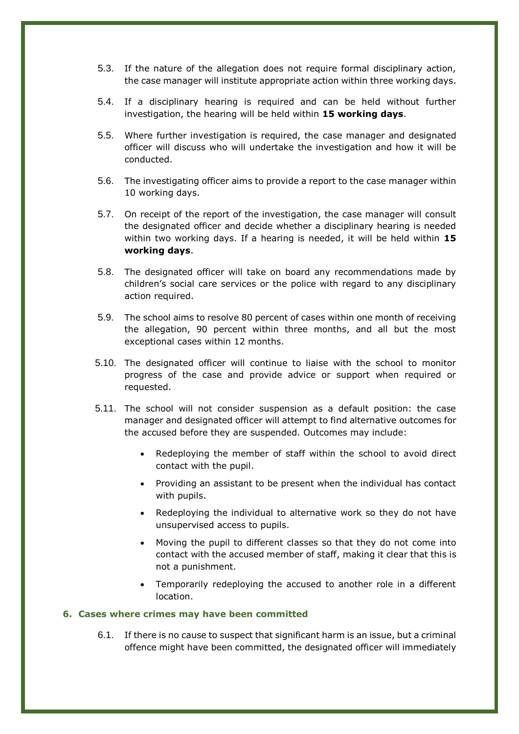5.3. If the nature of the allegation does not require formal disciplinary action, the case manager will institute appropriate action within three working days.

5.4. If a disciplinary hearing is required and can be held without further investigation, the hearing will be held within **15 working days**.

5.5. Where further investigation is required, the case manager and designated officer will discuss who will undertake the investigation and how it will be conducted.

5.6. The investigating officer aims to provide a report to the case manager within 10 working days.

5.7. On receipt of the report of the investigation, the case manager will consult the designated officer and decide whether a disciplinary hearing is needed within two working days. If a hearing is needed, it will be held within **15 working days**.

5.8. The designated officer will take on board any recommendations made by children's social care services or the police with regard to any disciplinary action required.

5.9. The school aims to resolve 80 percent of cases within one month of receiving the allegation, 90 percent within three months, and all but the most exceptional cases within 12 months.

5.10. The designated officer will continue to liaise with the school to monitor progress of the case and provide advice or support when required or requested.

5.11. The school will not consider suspension as a default position: the case manager and designated officer will attempt to find alternative outcomes for the accused before they are suspended. Outcomes may include:

- Redeploying the member of staff within the school to avoid direct contact with the pupil.
- Providing an assistant to be present when the individual has contact with pupils.
- Redeploying the individual to alternative work so they do not have unsupervised access to pupils.
- Moving the pupil to different classes so that they do not come into contact with the accused member of staff, making it clear that this is not a punishment.
- Temporarily redeploying the accused to another role in a different location.

## 6. Cases where crimes may have been committed

6.1. If there is no cause to suspect that significant harm is an issue, but a criminal offence might have been committed, the designated officer will immediately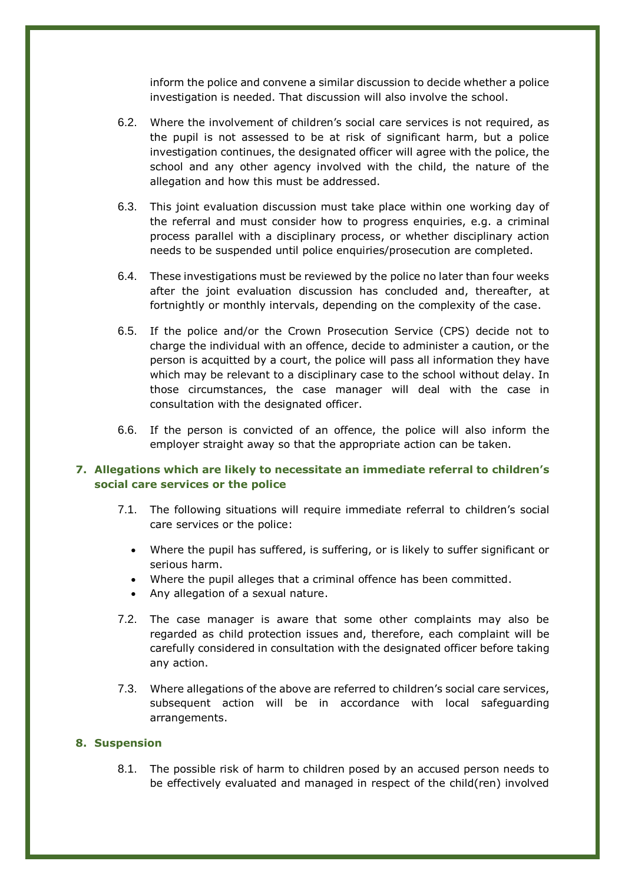inform the police and convene a similar discussion to decide whether a police investigation is needed. That discussion will also involve the school.

6.2. Where the involvement of children's social care services is not required, as the pupil is not assessed to be at risk of significant harm, but a police investigation continues, the designated officer will agree with the police, the school and any other agency involved with the child, the nature of the allegation and how this must be addressed.

6.3. This joint evaluation discussion must take place within one working day of the referral and must consider how to progress enquiries, e.g. a criminal process parallel with a disciplinary process, or whether disciplinary action needs to be suspended until police enquiries/prosecution are completed.

6.4. These investigations must be reviewed by the police no later than four weeks after the joint evaluation discussion has concluded and, thereafter, at fortnightly or monthly intervals, depending on the complexity of the case.

6.5. If the police and/or the Crown Prosecution Service (CPS) decide not to charge the individual with an offence, decide to administer a caution, or the person is acquitted by a court, the police will pass all information they have which may be relevant to a disciplinary case to the school without delay. In those circumstances, the case manager will deal with the case in consultation with the designated officer.

6.6. If the person is convicted of an offence, the police will also inform the employer straight away so that the appropriate action can be taken.

## 7. Allegations which are likely to necessitate an immediate referral to children's social care services or the police

7.1. The following situations will require immediate referral to children's social care services or the police:

- Where the pupil has suffered, is suffering, or is likely to suffer significant or serious harm.
- Where the pupil alleges that a criminal offence has been committed.
- Any allegation of a sexual nature.

7.2. The case manager is aware that some other complaints may also be regarded as child protection issues and, therefore, each complaint will be carefully considered in consultation with the designated officer before taking any action.

7.3. Where allegations of the above are referred to children's social care services, subsequent action will be in accordance with local safeguarding arrangements.

## 8. Suspension

8.1. The possible risk of harm to children posed by an accused person needs to be effectively evaluated and managed in respect of the child(ren) involved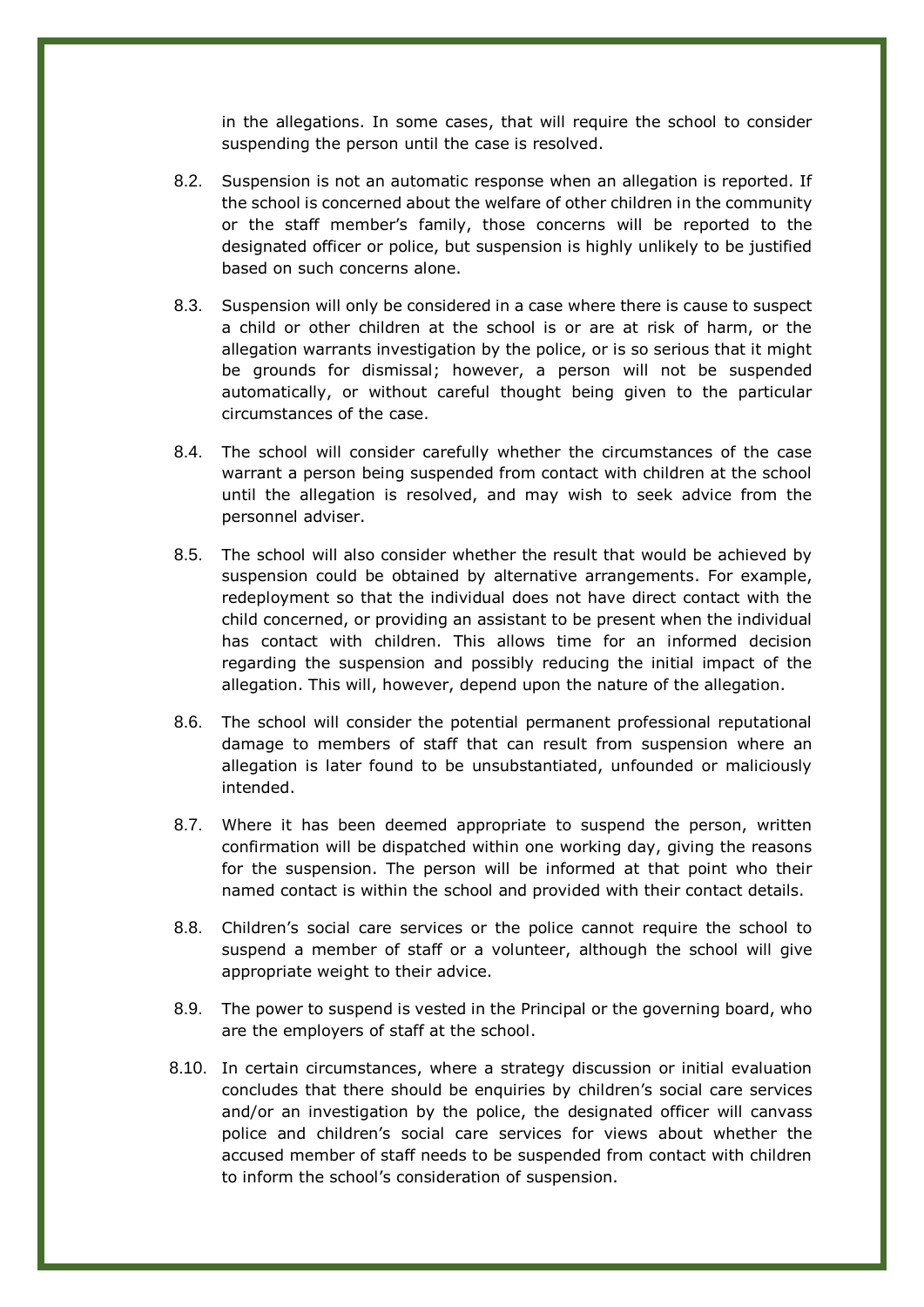in the allegations. In some cases, that will require the school to consider suspending the person until the case is resolved.

8.2. Suspension is not an automatic response when an allegation is reported. If the school is concerned about the welfare of other children in the community or the staff member's family, those concerns will be reported to the designated officer or police, but suspension is highly unlikely to be justified based on such concerns alone.

8.3. Suspension will only be considered in a case where there is cause to suspect a child or other children at the school is or are at risk of harm, or the allegation warrants investigation by the police, or is so serious that it might be grounds for dismissal; however, a person will not be suspended automatically, or without careful thought being given to the particular circumstances of the case.

8.4. The school will consider carefully whether the circumstances of the case warrant a person being suspended from contact with children at the school until the allegation is resolved, and may wish to seek advice from the personnel adviser.

8.5. The school will also consider whether the result that would be achieved by suspension could be obtained by alternative arrangements. For example, redeployment so that the individual does not have direct contact with the child concerned, or providing an assistant to be present when the individual has contact with children. This allows time for an informed decision regarding the suspension and possibly reducing the initial impact of the allegation. This will, however, depend upon the nature of the allegation.

8.6. The school will consider the potential permanent professional reputational damage to members of staff that can result from suspension where an allegation is later found to be unsubstantiated, unfounded or maliciously intended.

8.7. Where it has been deemed appropriate to suspend the person, written confirmation will be dispatched within one working day, giving the reasons for the suspension. The person will be informed at that point who their named contact is within the school and provided with their contact details.

8.8. Children's social care services or the police cannot require the school to suspend a member of staff or a volunteer, although the school will give appropriate weight to their advice.

8.9. The power to suspend is vested in the Principal or the governing board, who are the employers of staff at the school.

8.10. In certain circumstances, where a strategy discussion or initial evaluation concludes that there should be enquiries by children's social care services and/or an investigation by the police, the designated officer will canvass police and children's social care services for views about whether the accused member of staff needs to be suspended from contact with children to inform the school's consideration of suspension.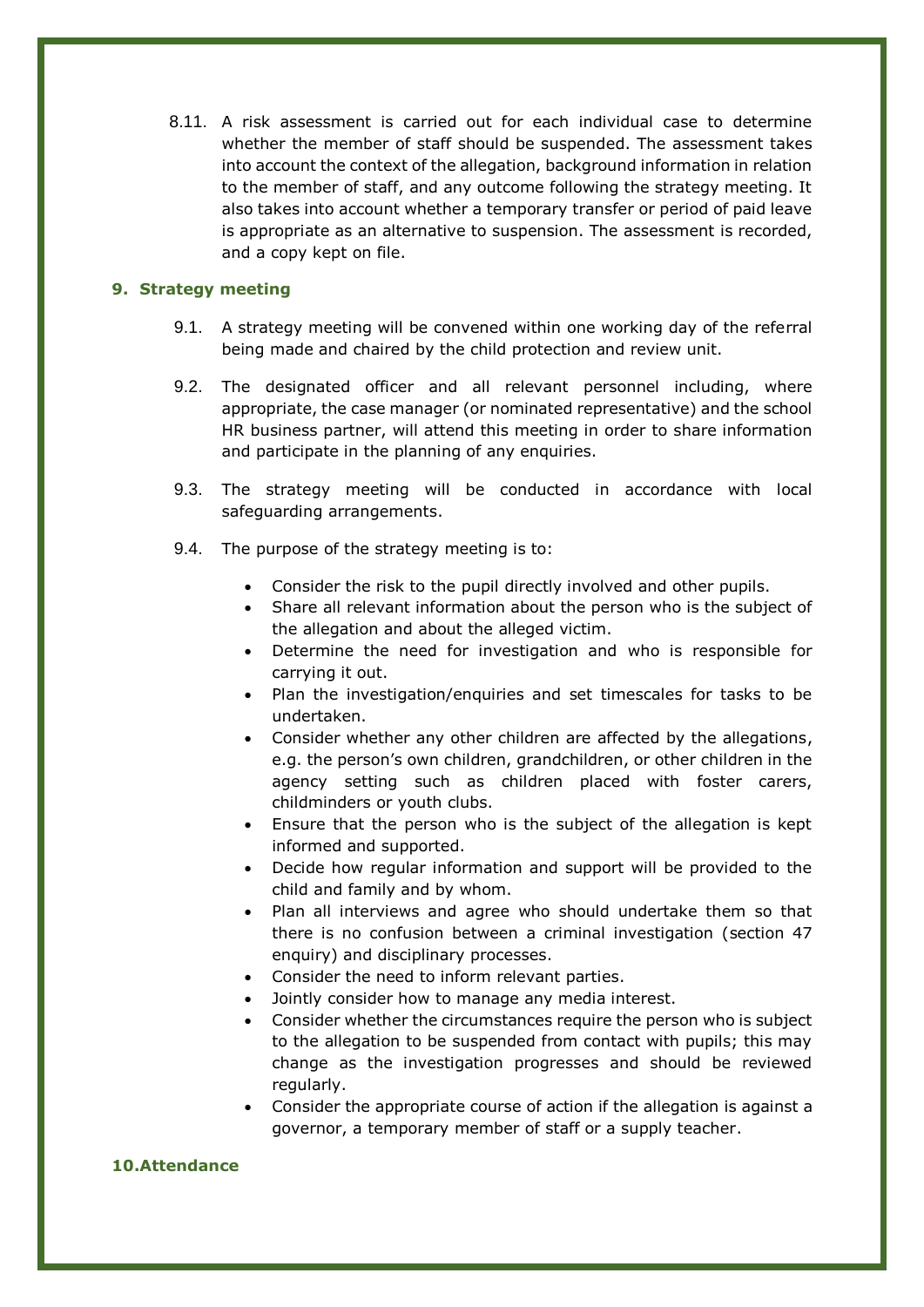8.11. A risk assessment is carried out for each individual case to determine whether the member of staff should be suspended. The assessment takes into account the context of the allegation, background information in relation to the member of staff, and any outcome following the strategy meeting. It also takes into account whether a temporary transfer or period of paid leave is appropriate as an alternative to suspension. The assessment is recorded, and a copy kept on file.

## 9. Strategy meeting

9.1. A strategy meeting will be convened within one working day of the referral being made and chaired by the child protection and review unit.

9.2. The designated officer and all relevant personnel including, where appropriate, the case manager (or nominated representative) and the school HR business partner, will attend this meeting in order to share information and participate in the planning of any enquiries.

9.3. The strategy meeting will be conducted in accordance with local safeguarding arrangements.

9.4. The purpose of the strategy meeting is to:

- Consider the risk to the pupil directly involved and other pupils.
- Share all relevant information about the person who is the subject of the allegation and about the alleged victim.
- Determine the need for investigation and who is responsible for carrying it out.
- Plan the investigation/enquiries and set timescales for tasks to be undertaken.
- Consider whether any other children are affected by the allegations, e.g. the person's own children, grandchildren, or other children in the agency setting such as children placed with foster carers, childminders or youth clubs.
- Ensure that the person who is the subject of the allegation is kept informed and supported.
- Decide how regular information and support will be provided to the child and family and by whom.
- Plan all interviews and agree who should undertake them so that there is no confusion between a criminal investigation (section 47 enquiry) and disciplinary processes.
- Consider the need to inform relevant parties.
- Jointly consider how to manage any media interest.
- Consider whether the circumstances require the person who is subject to the allegation to be suspended from contact with pupils; this may change as the investigation progresses and should be reviewed regularly.
- Consider the appropriate course of action if the allegation is against a governor, a temporary member of staff or a supply teacher.

## 10. Attendance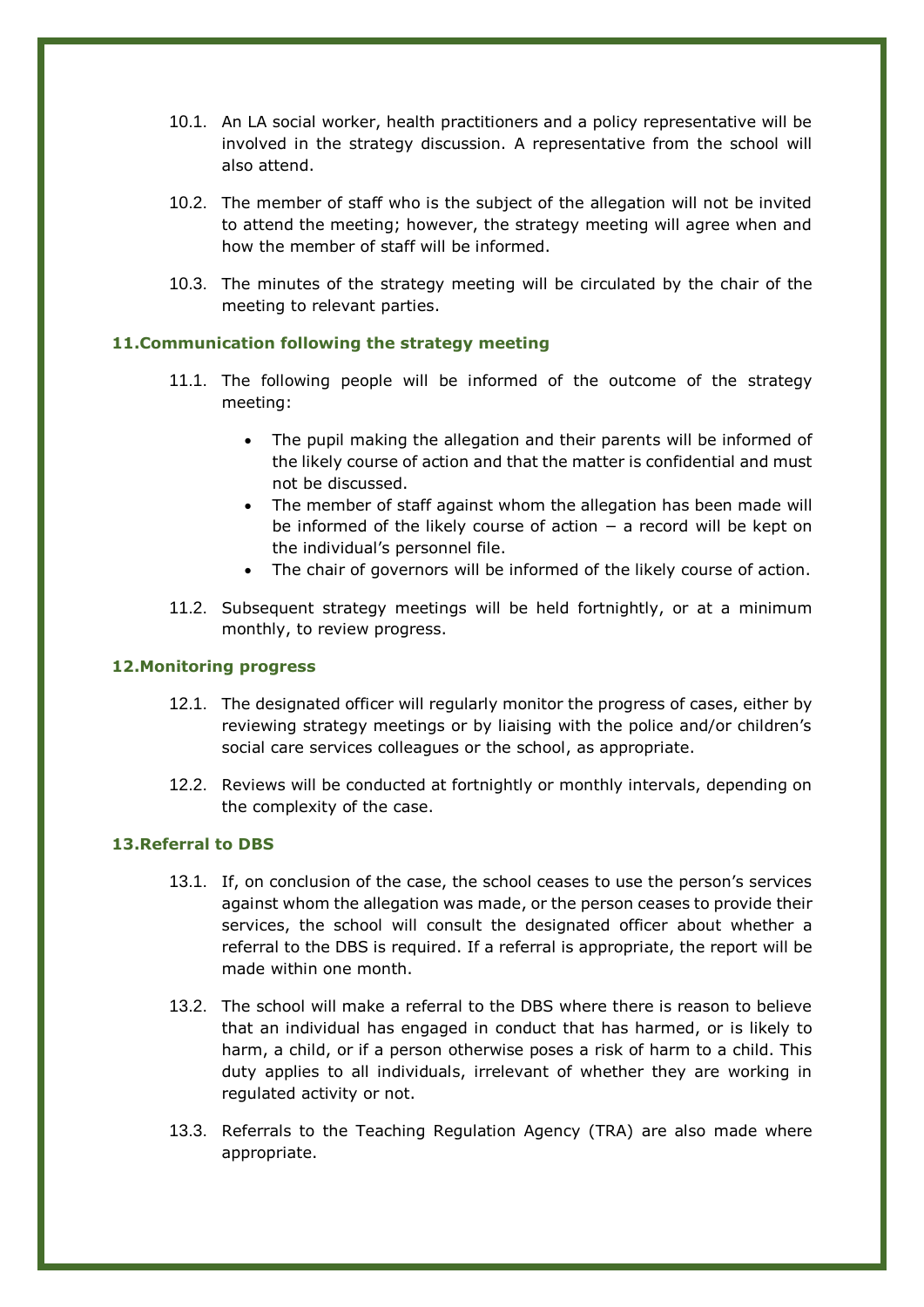10.1. An LA social worker, health practitioners and a policy representative will be involved in the strategy discussion. A representative from the school will also attend.

10.2. The member of staff who is the subject of the allegation will not be invited to attend the meeting; however, the strategy meeting will agree when and how the member of staff will be informed.

10.3. The minutes of the strategy meeting will be circulated by the chair of the meeting to relevant parties.

## 11. Communication following the strategy meeting

11.1. The following people will be informed of the outcome of the strategy meeting:

- The pupil making the allegation and their parents will be informed of the likely course of action and that the matter is confidential and must not be discussed.
- The member of staff against whom the allegation has been made will be informed of the likely course of action – a record will be kept on the individual's personnel file.
- The chair of governors will be informed of the likely course of action.

11.2. Subsequent strategy meetings will be held fortnightly, or at a minimum monthly, to review progress.

## 12. Monitoring progress

12.1. The designated officer will regularly monitor the progress of cases, either by reviewing strategy meetings or by liaising with the police and/or children's social care services colleagues or the school, as appropriate.

12.2. Reviews will be conducted at fortnightly or monthly intervals, depending on the complexity of the case.

## 13. Referral to DBS

13.1. If, on conclusion of the case, the school ceases to use the person's services against whom the allegation was made, or the person ceases to provide their services, the school will consult the designated officer about whether a referral to the DBS is required. If a referral is appropriate, the report will be made within one month.

13.2. The school will make a referral to the DBS where there is reason to believe that an individual has engaged in conduct that has harmed, or is likely to harm, a child, or if a person otherwise poses a risk of harm to a child. This duty applies to all individuals, irrelevant of whether they are working in regulated activity or not.

13.3. Referrals to the Teaching Regulation Agency (TRA) are also made where appropriate.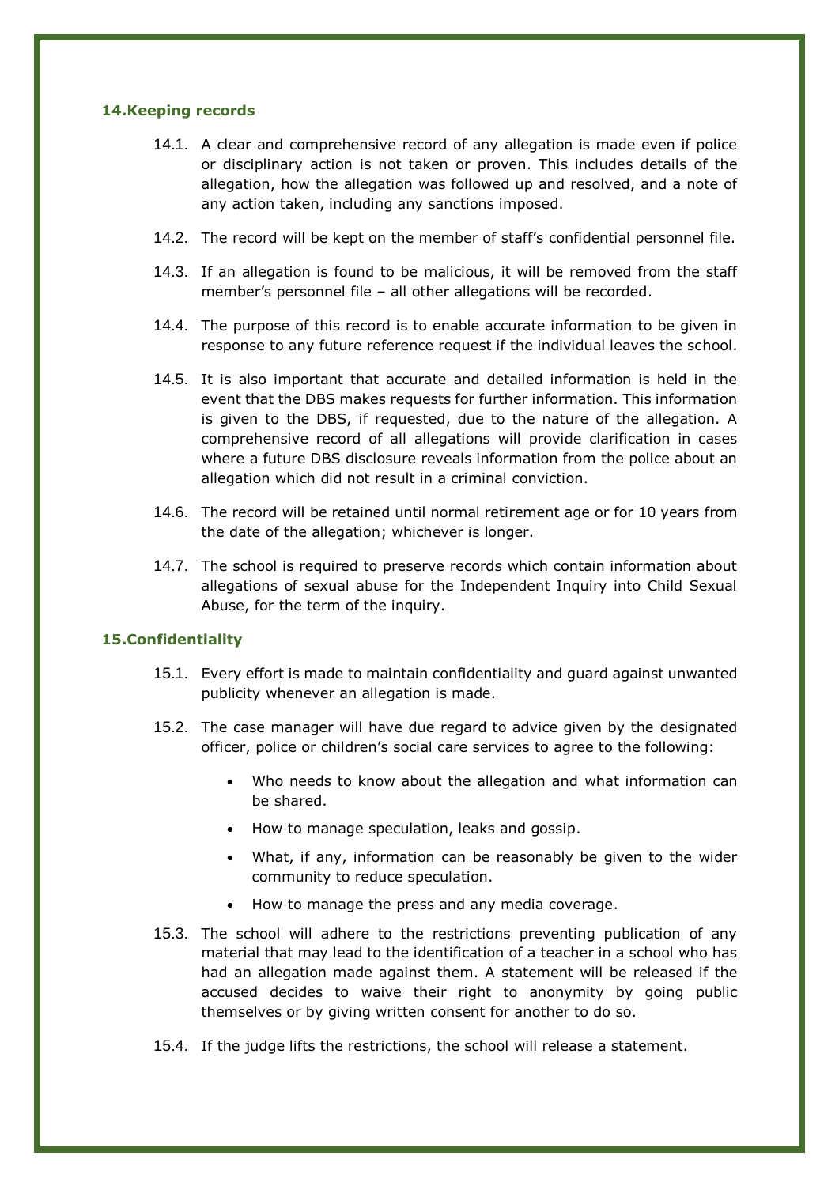## 14. Keeping records

14.1. A clear and comprehensive record of any allegation is made even if police or disciplinary action is not taken or proven. This includes details of the allegation, how the allegation was followed up and resolved, and a note of any action taken, including any sanctions imposed.

14.2. The record will be kept on the member of staff's confidential personnel file.

14.3. If an allegation is found to be malicious, it will be removed from the staff member's personnel file – all other allegations will be recorded.

14.4. The purpose of this record is to enable accurate information to be given in response to any future reference request if the individual leaves the school.

14.5. It is also important that accurate and detailed information is held in the event that the DBS makes requests for further information. This information is given to the DBS, if requested, due to the nature of the allegation. A comprehensive record of all allegations will provide clarification in cases where a future DBS disclosure reveals information from the police about an allegation which did not result in a criminal conviction.

14.6. The record will be retained until normal retirement age or for 10 years from the date of the allegation; whichever is longer.

14.7. The school is required to preserve records which contain information about allegations of sexual abuse for the Independent Inquiry into Child Sexual Abuse, for the term of the inquiry.

## 15. Confidentiality

15.1. Every effort is made to maintain confidentiality and guard against unwanted publicity whenever an allegation is made.

15.2. The case manager will have due regard to advice given by the designated officer, police or children's social care services to agree to the following:

- Who needs to know about the allegation and what information can be shared.
- How to manage speculation, leaks and gossip.
- What, if any, information can be reasonably be given to the wider community to reduce speculation.
- How to manage the press and any media coverage.

15.3. The school will adhere to the restrictions preventing publication of any material that may lead to the identification of a teacher in a school who has had an allegation made against them. A statement will be released if the accused decides to waive their right to anonymity by going public themselves or by giving written consent for another to do so.

15.4. If the judge lifts the restrictions, the school will release a statement.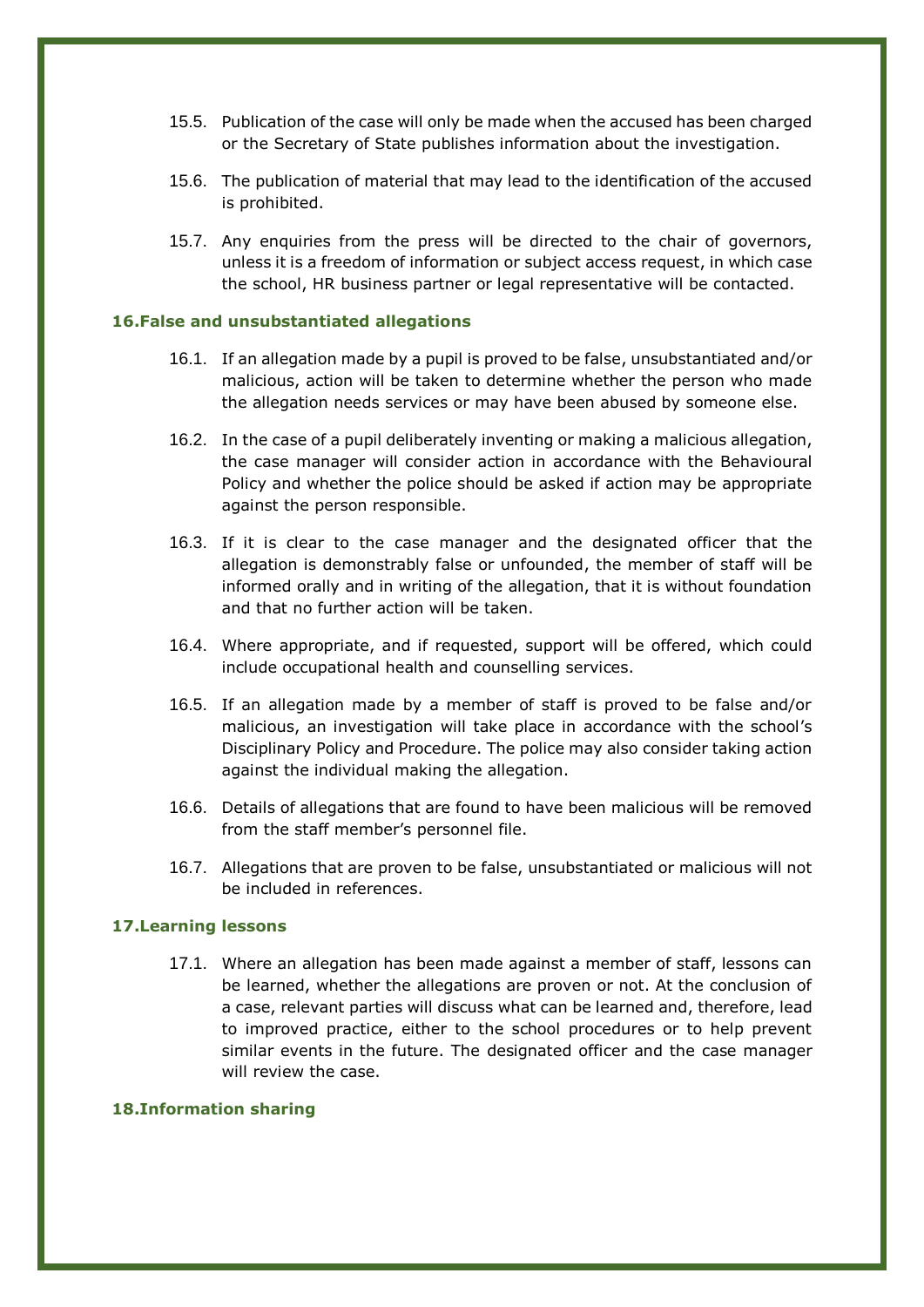15.5. Publication of the case will only be made when the accused has been charged or the Secretary of State publishes information about the investigation.

15.6. The publication of material that may lead to the identification of the accused is prohibited.

15.7. Any enquiries from the press will be directed to the chair of governors, unless it is a freedom of information or subject access request, in which case the school, HR business partner or legal representative will be contacted.

## 16. False and unsubstantiated allegations

16.1. If an allegation made by a pupil is proved to be false, unsubstantiated and/or malicious, action will be taken to determine whether the person who made the allegation needs services or may have been abused by someone else.

16.2. In the case of a pupil deliberately inventing or making a malicious allegation, the case manager will consider action in accordance with the Behavioural Policy and whether the police should be asked if action may be appropriate against the person responsible.

16.3. If it is clear to the case manager and the designated officer that the allegation is demonstrably false or unfounded, the member of staff will be informed orally and in writing of the allegation, that it is without foundation and that no further action will be taken.

16.4. Where appropriate, and if requested, support will be offered, which could include occupational health and counselling services.

16.5. If an allegation made by a member of staff is proved to be false and/or malicious, an investigation will take place in accordance with the school's Disciplinary Policy and Procedure. The police may also consider taking action against the individual making the allegation.

16.6. Details of allegations that are found to have been malicious will be removed from the staff member's personnel file.

16.7. Allegations that are proven to be false, unsubstantiated or malicious will not be included in references.

## 17. Learning lessons

17.1. Where an allegation has been made against a member of staff, lessons can be learned, whether the allegations are proven or not. At the conclusion of a case, relevant parties will discuss what can be learned and, therefore, lead to improved practice, either to the school procedures or to help prevent similar events in the future. The designated officer and the case manager will review the case.

## 18. Information sharing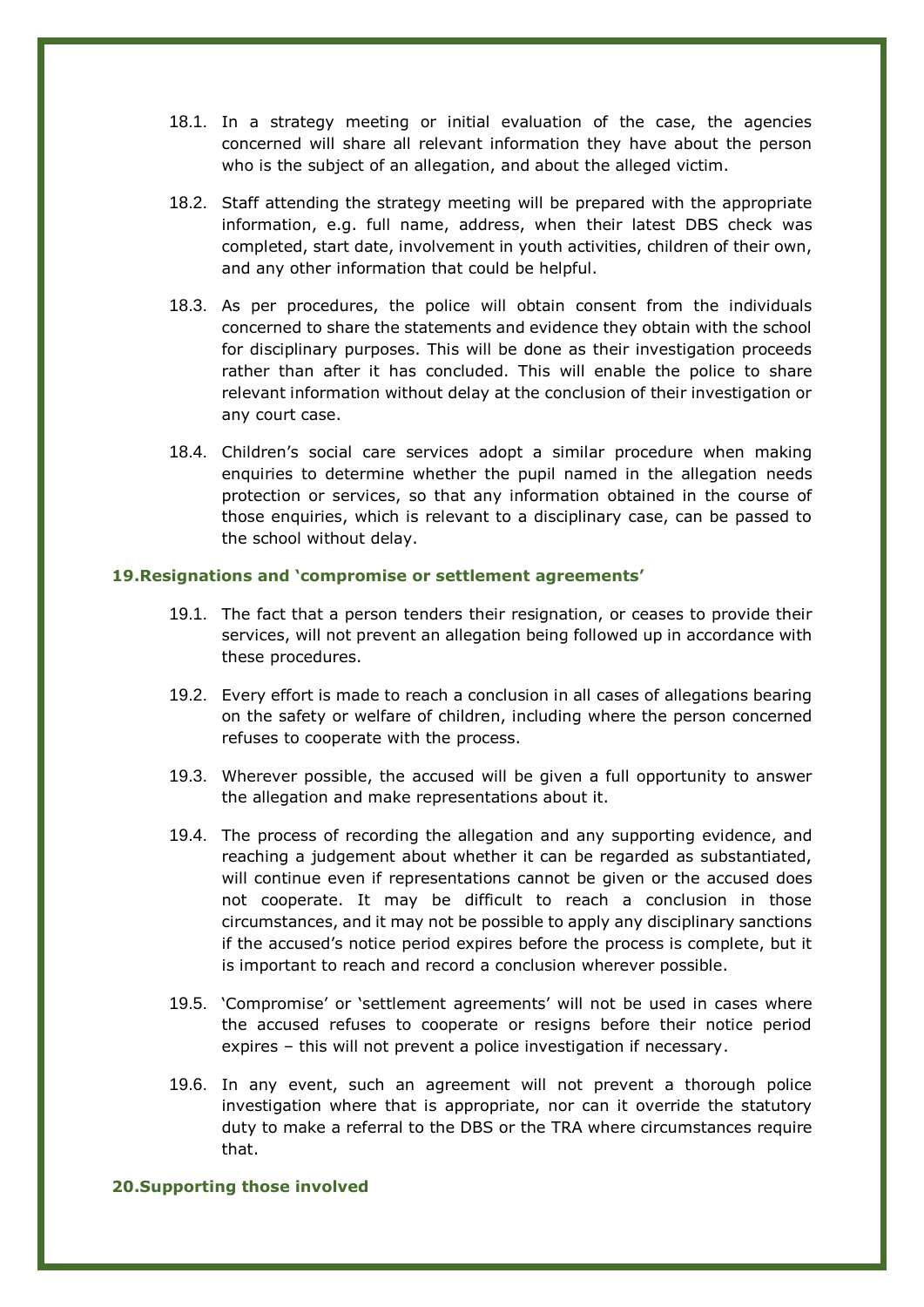18.1. In a strategy meeting or initial evaluation of the case, the agencies concerned will share all relevant information they have about the person who is the subject of an allegation, and about the alleged victim.

18.2. Staff attending the strategy meeting will be prepared with the appropriate information, e.g. full name, address, when their latest DBS check was completed, start date, involvement in youth activities, children of their own, and any other information that could be helpful.

18.3. As per procedures, the police will obtain consent from the individuals concerned to share the statements and evidence they obtain with the school for disciplinary purposes. This will be done as their investigation proceeds rather than after it has concluded. This will enable the police to share relevant information without delay at the conclusion of their investigation or any court case.

18.4. Children's social care services adopt a similar procedure when making enquiries to determine whether the pupil named in the allegation needs protection or services, so that any information obtained in the course of those enquiries, which is relevant to a disciplinary case, can be passed to the school without delay.

## 19. Resignations and 'compromise or settlement agreements'

19.1. The fact that a person tenders their resignation, or ceases to provide their services, will not prevent an allegation being followed up in accordance with these procedures.

19.2. Every effort is made to reach a conclusion in all cases of allegations bearing on the safety or welfare of children, including where the person concerned refuses to cooperate with the process.

19.3. Wherever possible, the accused will be given a full opportunity to answer the allegation and make representations about it.

19.4. The process of recording the allegation and any supporting evidence, and reaching a judgement about whether it can be regarded as substantiated, will continue even if representations cannot be given or the accused does not cooperate. It may be difficult to reach a conclusion in those circumstances, and it may not be possible to apply any disciplinary sanctions if the accused's notice period expires before the process is complete, but it is important to reach and record a conclusion wherever possible.

19.5. 'Compromise' or 'settlement agreements' will not be used in cases where the accused refuses to cooperate or resigns before their notice period expires – this will not prevent a police investigation if necessary.

19.6. In any event, such an agreement will not prevent a thorough police investigation where that is appropriate, nor can it override the statutory duty to make a referral to the DBS or the TRA where circumstances require that.

## 20. Supporting those involved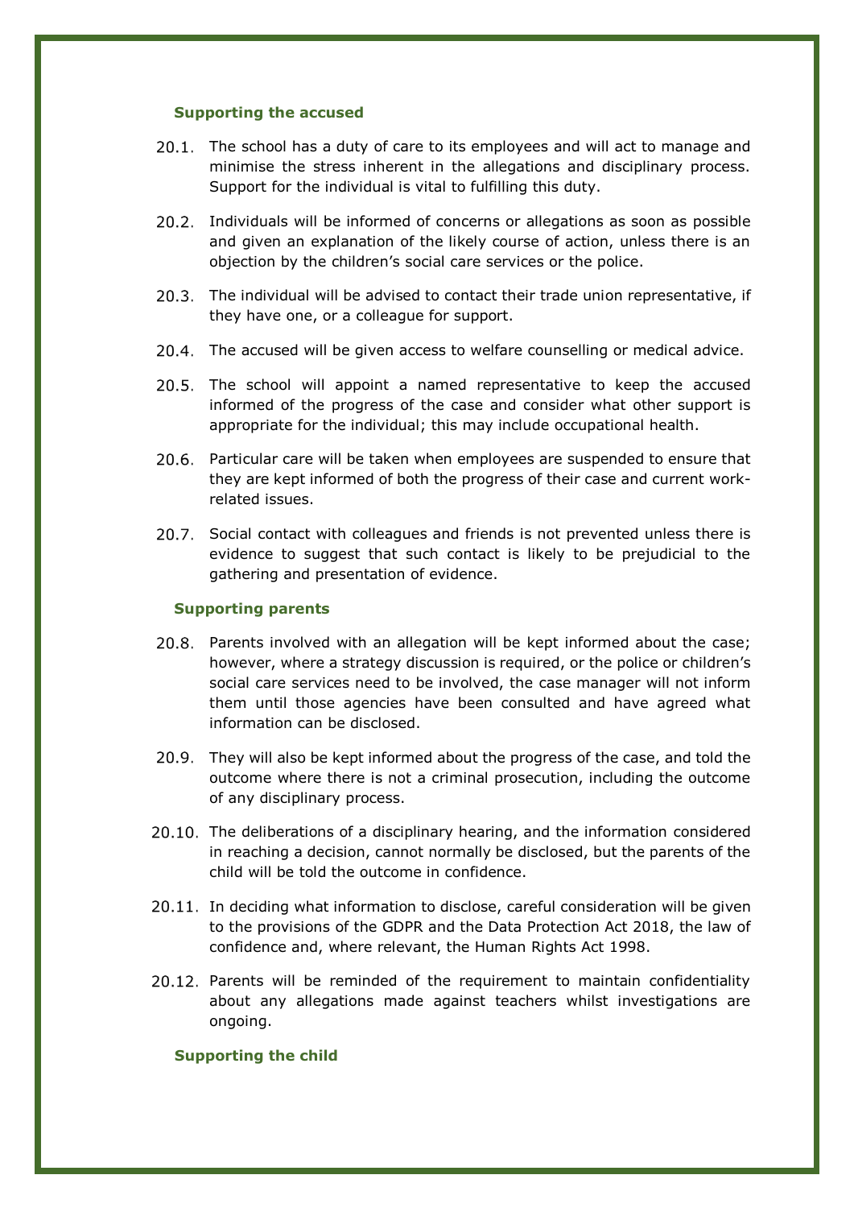**Supporting the accused**

20.1. The school has a duty of care to its employees and will act to manage and minimise the stress inherent in the allegations and disciplinary process. Support for the individual is vital to fulfilling this duty.

20.2. Individuals will be informed of concerns or allegations as soon as possible and given an explanation of the likely course of action, unless there is an objection by the children's social care services or the police.

20.3. The individual will be advised to contact their trade union representative, if they have one, or a colleague for support.

20.4. The accused will be given access to welfare counselling or medical advice.

20.5. The school will appoint a named representative to keep the accused informed of the progress of the case and consider what other support is appropriate for the individual; this may include occupational health.

20.6. Particular care will be taken when employees are suspended to ensure that they are kept informed of both the progress of their case and current work-related issues.

20.7. Social contact with colleagues and friends is not prevented unless there is evidence to suggest that such contact is likely to be prejudicial to the gathering and presentation of evidence.

**Supporting parents**

20.8. Parents involved with an allegation will be kept informed about the case; however, where a strategy discussion is required, or the police or children's social care services need to be involved, the case manager will not inform them until those agencies have been consulted and have agreed what information can be disclosed.

20.9. They will also be kept informed about the progress of the case, and told the outcome where there is not a criminal prosecution, including the outcome of any disciplinary process.

20.10. The deliberations of a disciplinary hearing, and the information considered in reaching a decision, cannot normally be disclosed, but the parents of the child will be told the outcome in confidence.

20.11. In deciding what information to disclose, careful consideration will be given to the provisions of the GDPR and the Data Protection Act 2018, the law of confidence and, where relevant, the Human Rights Act 1998.

20.12. Parents will be reminded of the requirement to maintain confidentiality about any allegations made against teachers whilst investigations are ongoing.

**Supporting the child**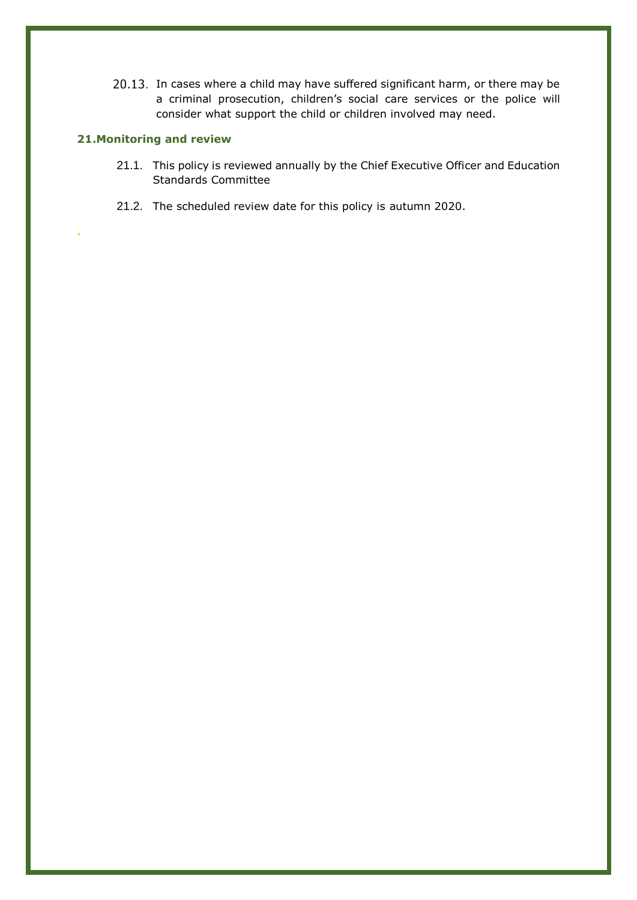20.13. In cases where a child may have suffered significant harm, or there may be a criminal prosecution, children's social care services or the police will consider what support the child or children involved may need.

## 21. Monitoring and review

21.1. This policy is reviewed annually by the Chief Executive Officer and Education Standards Committee

21.2. The scheduled review date for this policy is autumn 2020.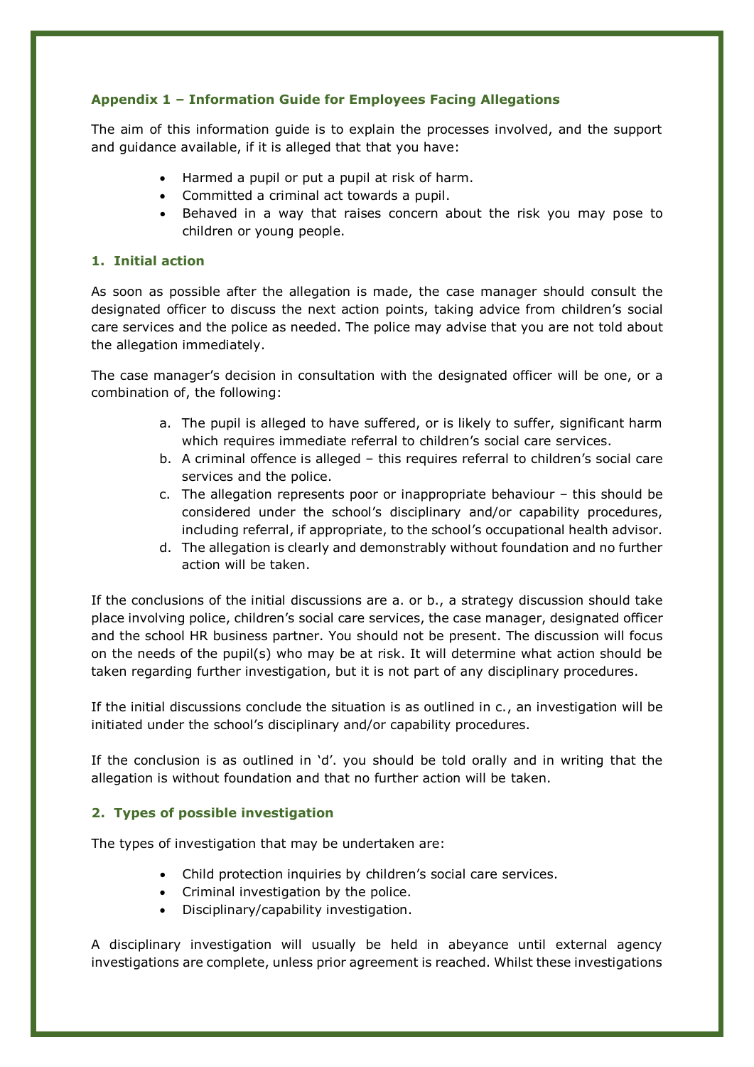## Appendix 1 – Information Guide for Employees Facing Allegations

The aim of this information guide is to explain the processes involved, and the support and guidance available, if it is alleged that that you have:

- Harmed a pupil or put a pupil at risk of harm.
- Committed a criminal act towards a pupil.
- Behaved in a way that raises concern about the risk you may pose to children or young people.

### 1. Initial action

As soon as possible after the allegation is made, the case manager should consult the designated officer to discuss the next action points, taking advice from children's social care services and the police as needed. The police may advise that you are not told about the allegation immediately.

The case manager's decision in consultation with the designated officer will be one, or a combination of, the following:

a. The pupil is alleged to have suffered, or is likely to suffer, significant harm which requires immediate referral to children's social care services.
b. A criminal offence is alleged – this requires referral to children's social care services and the police.
c. The allegation represents poor or inappropriate behaviour – this should be considered under the school's disciplinary and/or capability procedures, including referral, if appropriate, to the school's occupational health advisor.
d. The allegation is clearly and demonstrably without foundation and no further action will be taken.

If the conclusions of the initial discussions are a. or b., a strategy discussion should take place involving police, children's social care services, the case manager, designated officer and the school HR business partner. You should not be present. The discussion will focus on the needs of the pupil(s) who may be at risk. It will determine what action should be taken regarding further investigation, but it is not part of any disciplinary procedures.

If the initial discussions conclude the situation is as outlined in c., an investigation will be initiated under the school's disciplinary and/or capability procedures.

If the conclusion is as outlined in 'd'. you should be told orally and in writing that the allegation is without foundation and that no further action will be taken.

### 2. Types of possible investigation

The types of investigation that may be undertaken are:

- Child protection inquiries by children's social care services.
- Criminal investigation by the police.
- Disciplinary/capability investigation.

A disciplinary investigation will usually be held in abeyance until external agency investigations are complete, unless prior agreement is reached. Whilst these investigations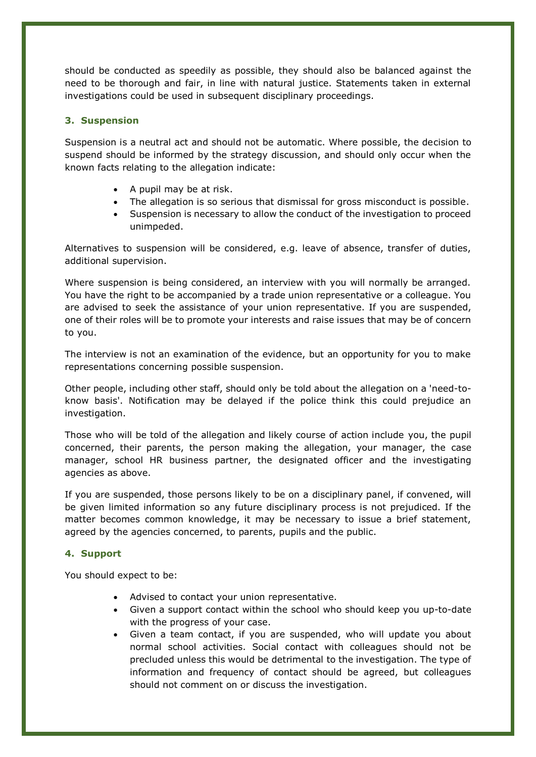should be conducted as speedily as possible, they should also be balanced against the need to be thorough and fair, in line with natural justice. Statements taken in external investigations could be used in subsequent disciplinary proceedings.

### 3. Suspension

Suspension is a neutral act and should not be automatic. Where possible, the decision to suspend should be informed by the strategy discussion, and should only occur when the known facts relating to the allegation indicate:

- A pupil may be at risk.
- The allegation is so serious that dismissal for gross misconduct is possible.
- Suspension is necessary to allow the conduct of the investigation to proceed unimpeded.

Alternatives to suspension will be considered, e.g. leave of absence, transfer of duties, additional supervision.

Where suspension is being considered, an interview with you will normally be arranged. You have the right to be accompanied by a trade union representative or a colleague. You are advised to seek the assistance of your union representative. If you are suspended, one of their roles will be to promote your interests and raise issues that may be of concern to you.

The interview is not an examination of the evidence, but an opportunity for you to make representations concerning possible suspension.

Other people, including other staff, should only be told about the allegation on a 'need-to-know basis'. Notification may be delayed if the police think this could prejudice an investigation.

Those who will be told of the allegation and likely course of action include you, the pupil concerned, their parents, the person making the allegation, your manager, the case manager, school HR business partner, the designated officer and the investigating agencies as above.

If you are suspended, those persons likely to be on a disciplinary panel, if convened, will be given limited information so any future disciplinary process is not prejudiced. If the matter becomes common knowledge, it may be necessary to issue a brief statement, agreed by the agencies concerned, to parents, pupils and the public.

### 4. Support

You should expect to be:

- Advised to contact your union representative.
- Given a support contact within the school who should keep you up-to-date with the progress of your case.
- Given a team contact, if you are suspended, who will update you about normal school activities. Social contact with colleagues should not be precluded unless this would be detrimental to the investigation. The type of information and frequency of contact should be agreed, but colleagues should not comment on or discuss the investigation.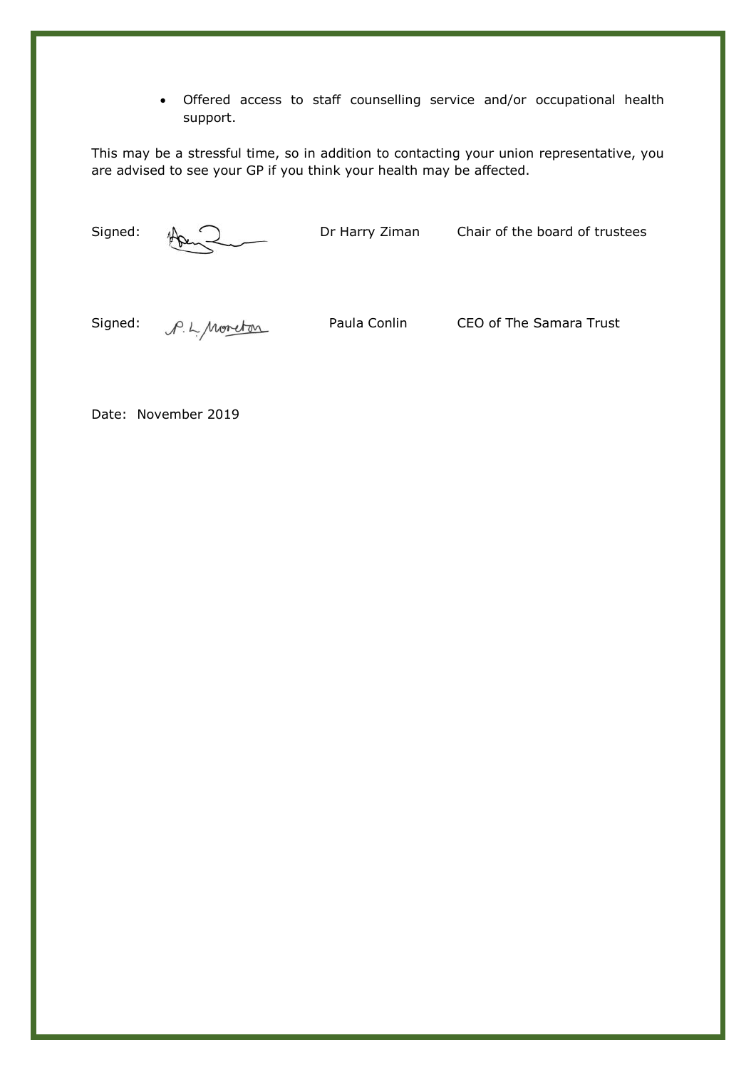- Offered access to staff counselling service and/or occupational health support.

This may be a stressful time, so in addition to contacting your union representative, you are advised to see your GP if you think your health may be affected.

| | | | |
|---|---|---|---|
| Signed: | | Dr Harry Ziman | Chair of the board of trustees |
| Signed: | P. L. Moreton | Paula Conlin | CEO of The Samara Trust |

Date: November 2019